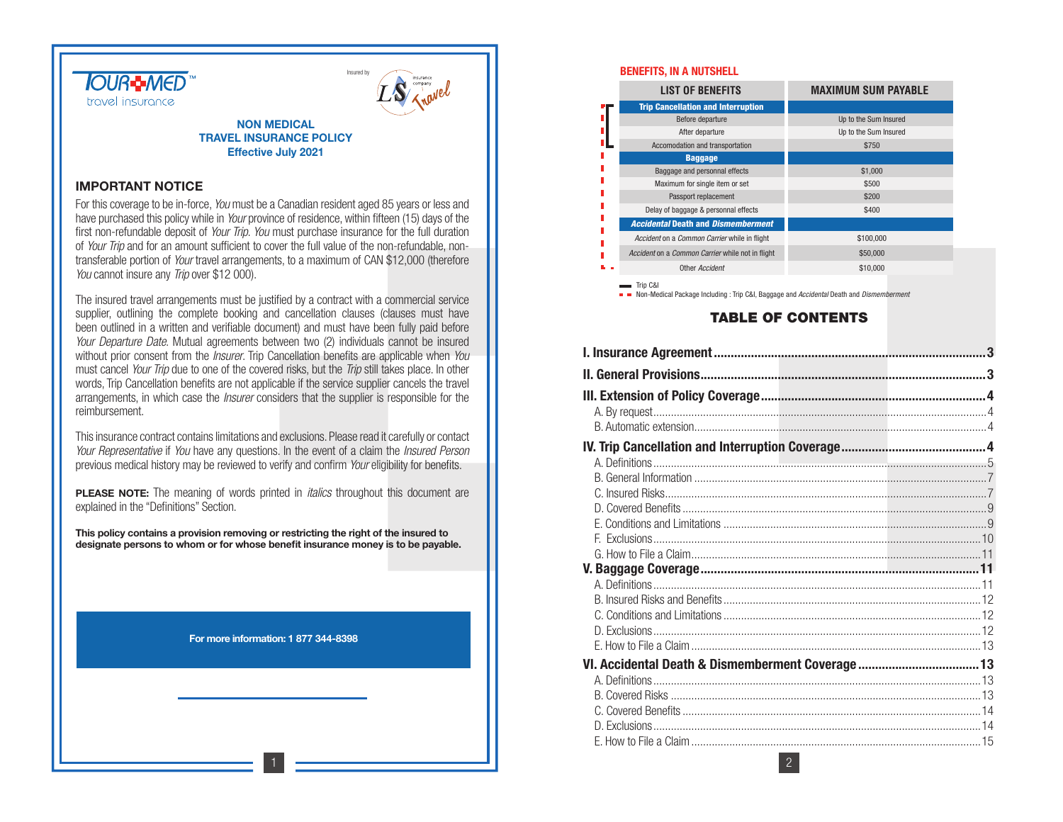TOUR+MED™ travel insurance

Insured by LS Travel insurance company

**NON MEDICAL**
**TRAVEL INSURANCE POLICY**
**Effective July 2021**

## IMPORTANT NOTICE

For this coverage to be in-force, *You* must be a Canadian resident aged 85 years or less and have purchased this policy while in *Your* province of residence, within fifteen (15) days of the first non-refundable deposit of *Your Trip*. *You* must purchase insurance for the full duration of *Your Trip* and for an amount sufficient to cover the full value of the non-refundable, non-transferable portion of *Your* travel arrangements, to a maximum of CAN $12,000 (therefore *You* cannot insure any *Trip* over $12 000).

The insured travel arrangements must be justified by a contract with a commercial service supplier, outlining the complete booking and cancellation clauses (clauses must have been outlined in a written and verifiable document) and must have been fully paid before *Your Departure Date*. Mutual agreements between two (2) individuals cannot be insured without prior consent from the *Insurer*. Trip Cancellation benefits are applicable when *You* must cancel *Your Trip* due to one of the covered risks, but the *Trip* still takes place. In other words, Trip Cancellation benefits are not applicable if the service supplier cancels the travel arrangements, in which case the *Insurer* considers that the supplier is responsible for the reimbursement.

This insurance contract contains limitations and exclusions. Please read it carefully or contact *Your Representative* if *You* have any questions. In the event of a claim the *Insured Person* previous medical history may be reviewed to verify and confirm *Your* eligibility for benefits.

**PLEASE NOTE:** The meaning of words printed in *italics* throughout this document are explained in the "Definitions" Section.

**This policy contains a provision removing or restricting the right of the insured to designate persons to whom or for whose benefit insurance money is to be payable.**

**For more information: 1 877 344-8398**

### BENEFITS, IN A NUTSHELL

| LIST OF BENEFITS | MAXIMUM SUM PAYABLE |
|---|---|
| **Trip Cancellation and Interruption** | |
| Before departure | Up to the Sum Insured |
| After departure | Up to the Sum Insured |
| Accomodation and transportation | $750 |
| **Baggage** | |
| Baggage and personnal effects | $1,000 |
| Maximum for single item or set | $500 |
| Passport replacement | $200 |
| Delay of baggage & personnal effects | $400 |
| ***Accidental* Death and *Dismemberment*** | |
| *Accident* on a *Common Carrier* while in flight | $100,000 |
| *Accident* on a *Common Carrier* while not in flight | $50,000 |
| Other *Accident* | $10,000 |

▬ Trip C&I
▪ ▪ Non-Medical Package Including : Trip C&I, Baggage and *Accidental* Death and *Dismemberment*

## TABLE OF CONTENTS

**I. Insurance Agreement** ........ **3**
**II. General Provisions** ........ **3**
**III. Extension of Policy Coverage** ........ **4**
- A. By request ........ 4
- B. Automatic extension ........ 4

**IV. Trip Cancellation and Interruption Coverage** ........ **4**
- A. Definitions ........ 5
- B. General Information ........ 7
- C. Insured Risks ........ 7
- D. Covered Benefits ........ 9
- E. Conditions and Limitations ........ 9
- F. Exclusions ........ 10
- G. How to File a Claim ........ 11

**V. Baggage Coverage** ........ **11**
- A. Definitions ........ 11
- B. Insured Risks and Benefits ........ 12
- C. Conditions and Limitations ........ 12
- D. Exclusions ........ 12
- E. How to File a Claim ........ 13

**VI. Accidental Death & Dismemberment Coverage** ........ **13**
- A. Definitions ........ 13
- B. Covered Risks ........ 13
- C. Covered Benefits ........ 14
- D. Exclusions ........ 14
- E. How to File a Claim ........ 15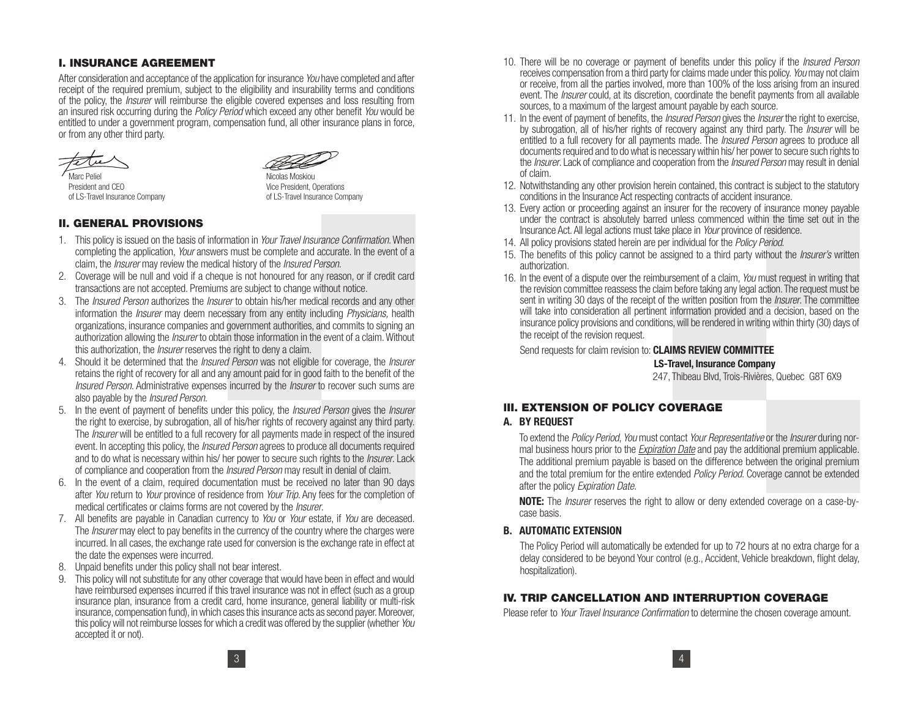## I. INSURANCE AGREEMENT

After consideration and acceptance of the application for insurance *You* have completed and after receipt of the required premium, subject to the eligibility and insurability terms and conditions of the policy, the *Insurer* will reimburse the eligible covered expenses and loss resulting from an insured risk occurring during the *Policy Period* which exceed any other benefit *You* would be entitled to under a government program, compensation fund, all other insurance plans in force, or from any other third party.

Marc Peliel
President and CEO
of LS-Travel Insurance Company

Nicolas Moskiou
Vice President, Operations
of LS-Travel Insurance Company

## II. GENERAL PROVISIONS

1. This policy is issued on the basis of information in *Your Travel Insurance Confirmation*. When completing the application, *Your* answers must be complete and accurate. In the event of a claim, the *Insurer* may review the medical history of the *Insured Person*.
2. Coverage will be null and void if a cheque is not honoured for any reason, or if credit card transactions are not accepted. Premiums are subject to change without notice.
3. The *Insured Person* authorizes the *Insurer* to obtain his/her medical records and any other information the *Insurer* may deem necessary from any entity including *Physicians,* health organizations, insurance companies and government authorities, and commits to signing an authorization allowing the *Insurer* to obtain those information in the event of a claim. Without this authorization, the *Insurer* reserves the right to deny a claim.
4. Should it be determined that the *Insured Person* was not eligible for coverage, the *Insurer* retains the right of recovery for all and any amount paid for in good faith to the benefit of the *Insured Person*. Administrative expenses incurred by the *Insurer* to recover such sums are also payable by the *Insured Person*.
5. In the event of payment of benefits under this policy, the *Insured Person* gives the *Insurer* the right to exercise, by subrogation, all of his/her rights of recovery against any third party. The *Insurer* will be entitled to a full recovery for all payments made in respect of the insured event. In accepting this policy, the *Insured Person* agrees to produce all documents required and to do what is necessary within his/ her power to secure such rights to the *Insurer*. Lack of compliance and cooperation from the *Insured Person* may result in denial of claim.
6. In the event of a claim, required documentation must be received no later than 90 days after *You* return to *Your* province of residence from *Your Trip*. Any fees for the completion of medical certificates or claims forms are not covered by the *Insurer*.
7. All benefits are payable in Canadian currency to *You* or *Your* estate, if *You* are deceased. The *Insurer* may elect to pay benefits in the currency of the country where the charges were incurred. In all cases, the exchange rate used for conversion is the exchange rate in effect at the date the expenses were incurred.
8. Unpaid benefits under this policy shall not bear interest.
9. This policy will not substitute for any other coverage that would have been in effect and would have reimbursed expenses incurred if this travel insurance was not in effect (such as a group insurance plan, insurance from a credit card, home insurance, general liability or multi-risk insurance, compensation fund), in which cases this insurance acts as second payer. Moreover, this policy will not reimburse losses for which a credit was offered by the supplier (whether *You* accepted it or not).
10. There will be no coverage or payment of benefits under this policy if the *Insured Person* receives compensation from a third party for claims made under this policy. *You* may not claim or receive, from all the parties involved, more than 100% of the loss arising from an insured event. The *Insurer* could, at its discretion, coordinate the benefit payments from all available sources, to a maximum of the largest amount payable by each source.
11. In the event of payment of benefits, the *Insured Person* gives the *Insurer* the right to exercise, by subrogation, all of his/her rights of recovery against any third party. The *Insurer* will be entitled to a full recovery for all payments made. The *Insured Person* agrees to produce all documents required and to do what is necessary within his/ her power to secure such rights to the *Insurer*. Lack of compliance and cooperation from the *Insured Person* may result in denial of claim.
12. Notwithstanding any other provision herein contained, this contract is subject to the statutory conditions in the Insurance Act respecting contracts of accident insurance.
13. Every action or proceeding against an insurer for the recovery of insurance money payable under the contract is absolutely barred unless commenced within the time set out in the Insurance Act. All legal actions must take place in *Your* province of residence.
14. All policy provisions stated herein are per individual for the *Policy Period*.
15. The benefits of this policy cannot be assigned to a third party without the *Insurer's* written authorization.
16. In the event of a dispute over the reimbursement of a claim, *You* must request in writing that the revision committee reassess the claim before taking any legal action. The request must be sent in writing 30 days of the receipt of the written position from the *Insurer*. The committee will take into consideration all pertinent information provided and a decision, based on the insurance policy provisions and conditions, will be rendered in writing within thirty (30) days of the receipt of the revision request.

Send requests for claim revision to: **CLAIMS REVIEW COMMITTEE**

**LS-Travel, Insurance Company**
247, Thibeau Blvd, Trois-Rivières, Quebec G8T 6X9

## III. EXTENSION OF POLICY COVERAGE

### A. BY REQUEST

To extend the *Policy Period*, *You* must contact *Your Representative* or the *Insurer* during normal business hours prior to the *Expiration Date* and pay the additional premium applicable. The additional premium payable is based on the difference between the original premium and the total premium for the entire extended *Policy Period*. Coverage cannot be extended after the policy *Expiration Date*.

**NOTE:** The *Insurer* reserves the right to allow or deny extended coverage on a case-by-case basis.

### B. AUTOMATIC EXTENSION

The Policy Period will automatically be extended for up to 72 hours at no extra charge for a delay considered to be beyond Your control (e.g., Accident, Vehicle breakdown, flight delay, hospitalization).

## IV. TRIP CANCELLATION AND INTERRUPTION COVERAGE

Please refer to *Your Travel Insurance Confirmation* to determine the chosen coverage amount.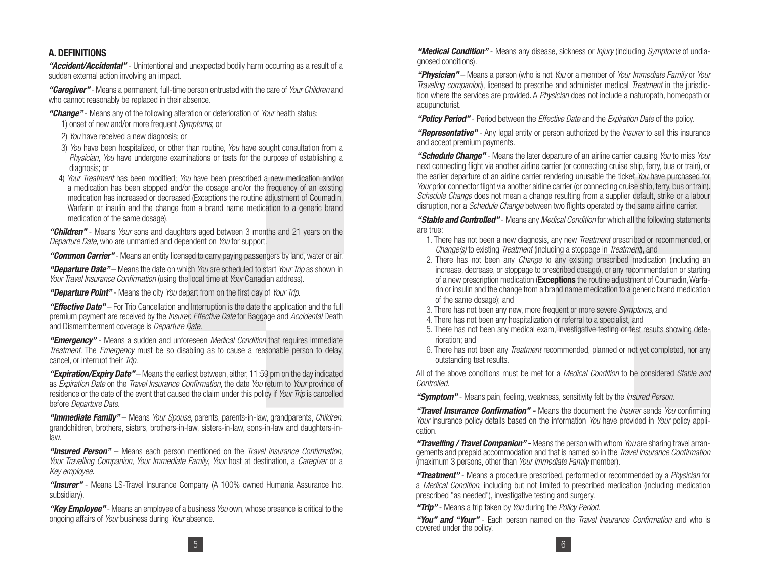## A. DEFINITIONS

***"Accident/Accidental"*** - Unintentional and unexpected bodily harm occurring as a result of a sudden external action involving an impact.

***"Caregiver"*** - Means a permanent, full-time person entrusted with the care of *Your Children* and who cannot reasonably be replaced in their absence.

***"Change"*** - Means any of the following alteration or deterioration of *Your* health status:

1) onset of new and/or more frequent *Symptoms*; or
2) *You* have received a new diagnosis; or
3) *You* have been hospitalized, or other than routine, *You* have sought consultation from a *Physician*, *You* have undergone examinations or tests for the purpose of establishing a diagnosis; or
4) *Your Treatment* has been modified; *You* have been prescribed a new medication and/or a medication has been stopped and/or the dosage and/or the frequency of an existing medication has increased or decreased (Exceptions the routine adjustment of Coumadin, Warfarin or insulin and the change from a brand name medication to a generic brand medication of the same dosage).

***"Children"*** - Means *Your* sons and daughters aged between 3 months and 21 years on the *Departure Date*, who are unmarried and dependent on *You* for support.

***"Common Carrier"*** - Means an entity licensed to carry paying passengers by land, water or air.

***"Departure Date"*** – Means the date on which *You* are scheduled to start *Your Trip* as shown in *Your Travel Insurance Confirmation* (using the local time at *Your* Canadian address).

***"Departure Point"*** - Means the city *You* depart from on the first day of *Your Trip*.

***"Effective Date"*** – For Trip Cancellation and Interruption is the date the application and the full premium payment are received by the *Insurer*. *Effective Date* for Baggage and *Accidental* Death and Dismemberment coverage is *Departure Date*.

***"Emergency"*** - Means a sudden and unforeseen *Medical Condition* that requires immediate *Treatment*. The *Emergency* must be so disabling as to cause a reasonable person to delay, cancel, or interrupt their *Trip*.

***"Expiration/Expiry Date"*** – Means the earliest between, either, 11:59 pm on the day indicated as *Expiration Date* on the *Travel Insurance Confirmation*, the date *You* return to *Your* province of residence or the date of the event that caused the claim under this policy if *Your Trip* is cancelled before *Departure Date*.

***"Immediate Family"*** – Means *Your Spouse*, parents, parents-in-law, grandparents, *Children*, grandchildren, brothers, sisters, brothers-in-law, sisters-in-law, sons-in-law and daughters-in-law.

***"Insured Person"*** – Means each person mentioned on the *Travel insurance Confirmation*, *Your Travelling Companion*, *Your Immediate Family*, *Your* host at destination, a *Caregiver* or a *Key employee*.

***"Insurer"*** - Means LS-Travel Insurance Company (A 100% owned Humania Assurance Inc. subsidiary).

***"Key Employee"*** - Means an employee of a business *You* own, whose presence is critical to the ongoing affairs of *Your* business during *Your* absence.

***"Medical Condition"*** - Means any disease, sickness or *Injury* (including *Symptoms* of undiagnosed conditions).

***"Physician"*** – Means a person (who is not *You* or a member of *Your Immediate Family* or *Your Traveling companion*), licensed to prescribe and administer medical *Treatment* in the jurisdiction where the services are provided. A *Physician* does not include a naturopath, homeopath or acupuncturist.

***"Policy Period"*** - Period between the *Effective Date* and the *Expiration Date* of the policy.

***"Representative"*** - Any legal entity or person authorized by the *Insurer* to sell this insurance and accept premium payments.

***"Schedule Change"*** - Means the later departure of an airline carrier causing *You* to miss *Your* next connecting flight via another airline carrier (or connecting cruise ship, ferry, bus or train), or the earlier departure of an airline carrier rendering unusable the ticket *You* have purchased for *Your* prior connector flight via another airline carrier (or connecting cruise ship, ferry, bus or train). *Schedule Change* does not mean a change resulting from a supplier default, strike or a labour disruption, nor a *Schedule Change* between two flights operated by the same airline carrier.

***"Stable and Controlled"*** - Means any *Medical Condition* for which all the following statements are true:

1. There has not been a new diagnosis, any new *Treatment* prescribed or recommended, or *Change(s)* to existing *Treatment* (including a stoppage in *Treatment*), and
2. There has not been any *Change* to any existing prescribed medication (including an increase, decrease, or stoppage to prescribed dosage), or any recommendation or starting of a new prescription medication (**Exceptions** the routine adjustment of Coumadin, Warfarin or insulin and the change from a brand name medication to a generic brand medication of the same dosage); and
3. There has not been any new, more frequent or more severe *Symptoms*, and
4. There has not been any hospitalization or referral to a specialist, and
5. There has not been any medical exam, investigative testing or test results showing deterioration; and
6. There has not been any *Treatment* recommended, planned or not yet completed, nor any outstanding test results.

All of the above conditions must be met for a *Medical Condition* to be considered *Stable and Controlled*.

***"Symptom"*** - Means pain, feeling, weakness, sensitivity felt by the *Insured Person*.

***"Travel Insurance Confirmation" -*** Means the document the *Insurer* sends *You* confirming *Your* insurance policy details based on the information *You* have provided in *Your* policy application.

***"Travelling / Travel Companion" -*** Means the person with whom *You* are sharing travel arrangements and prepaid accommodation and that is named so in the *Travel Insurance Confirmation* (maximum 3 persons, other than *Your Immediate Family* member).

***"Treatment"*** - Means a procedure prescribed, performed or recommended by a *Physician* for a *Medical Condition*, including but not limited to prescribed medication (including medication prescribed "as needed"), investigative testing and surgery.

***"Trip"*** - Means a trip taken by *You* during the *Policy Period*.

***"You" and "Your"*** - Each person named on the *Travel Insurance Confirmation* and who is covered under the policy.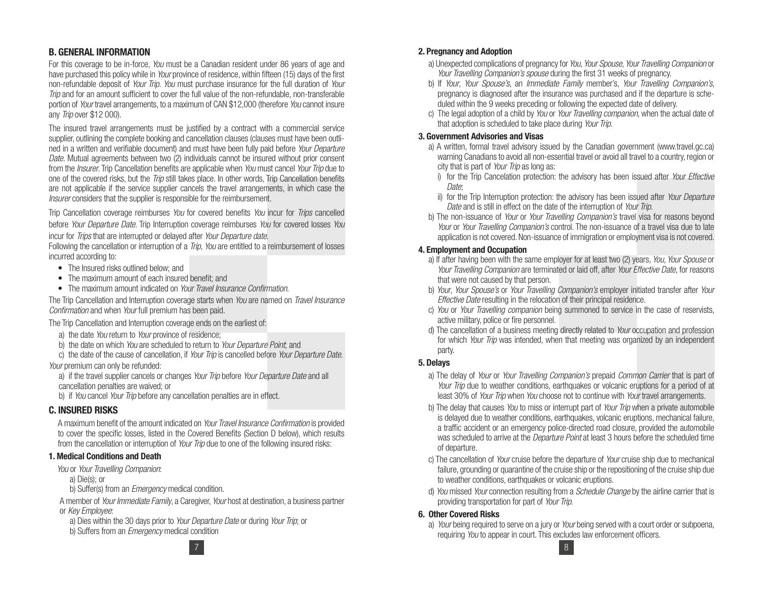## B. GENERAL INFORMATION

For this coverage to be in-force, *You* must be a Canadian resident under 86 years of age and have purchased this policy while in *Your* province of residence, within fifteen (15) days of the first non-refundable deposit of *Your Trip*. *You* must purchase insurance for the full duration of *Your Trip* and for an amount sufficient to cover the full value of the non-refundable, non-transferable portion of *Your* travel arrangements, to a maximum of CAN $12,000 (therefore *You* cannot insure any *Trip* over $12 000).

The insured travel arrangements must be justified by a contract with a commercial service supplier, outlining the complete booking and cancellation clauses (clauses must have been outlined in a written and verifiable document) and must have been fully paid before *Your Departure Date*. Mutual agreements between two (2) individuals cannot be insured without prior consent from the *Insurer*. Trip Cancellation benefits are applicable when *You* must cancel *Your Trip* due to one of the covered risks, but the *Trip* still takes place. In other words, Trip Cancellation benefits are not applicable if the service supplier cancels the travel arrangements, in which case the *Insurer* considers that the supplier is responsible for the reimbursement.

Trip Cancellation coverage reimburses *You* for covered benefits *You* incur for *Trips* cancelled before *Your Departure Date*. Trip Interruption coverage reimburses *You* for covered losses *You* incur for *Trips* that are interrupted or delayed after *Your Departure date*.

Following the cancellation or interruption of a *Trip*, *You* are entitled to a reimbursement of losses incurred according to:

- The Insured risks outlined below; and
- The maximum amount of each insured benefit; and
- The maximum amount indicated on *Your Travel Insurance Confirmation*.

The Trip Cancellation and Interruption coverage starts when *You* are named on *Travel Insurance Confirmation* and when *Your* full premium has been paid.

The Trip Cancellation and Interruption coverage ends on the earliest of:

a) the date *You* return to *Your* province of residence;
b) the date on which *You* are scheduled to return to *Your Departure Point*; and
c) the date of the cause of cancellation, if *Your Trip* is cancelled before *Your Departure Date*.

*Your* premium can only be refunded:

a) if the travel supplier cancels or changes *Your Trip* before *Your Departure Date* and all cancellation penalties are waived; or
b) if *You* cancel *Your Trip* before any cancellation penalties are in effect.

## C. INSURED RISKS

A maximum benefit of the amount indicated on *Your Travel Insurance Confirmation* is provided to cover the specific losses, listed in the Covered Benefits (Section D below), which results from the cancellation or interruption of *Your Trip* due to one of the following insured risks:

### 1. Medical Conditions and Death

*You* or *Your Travelling Companion*:

a) Die(s); or
b) Suffer(s) from an *Emergency* medical condition.

A member of *Your Immediate Family*, a Caregiver, *Your* host at destination, a business partner or *Key Employee*:

a) Dies within the 30 days prior to *Your Departure Date* or during *Your Trip*; or
b) Suffers from an *Emergency* medical condition

### 2. Pregnancy and Adoption

a) Unexpected complications of pregnancy for *You*, *Your Spouse*, *Your Travelling Companion* or *Your Travelling Companion's spouse* during the first 31 weeks of pregnancy.
b) If *Your*, *Your Spouse's*, an *Immediate Family* member's, *Your Travelling Companion's*, pregnancy is diagnosed after the insurance was purchased and if the departure is scheduled within the 9 weeks preceding or following the expected date of delivery.
c) The legal adoption of a child by *You* or *Your Travelling companion*, when the actual date of that adoption is scheduled to take place during *Your Trip*.

### 3. Government Advisories and Visas

a) A written, formal travel advisory issued by the Canadian government (www.travel.gc.ca) warning Canadians to avoid all non-essential travel or avoid all travel to a country, region or city that is part of *Your Trip* as long as:
   i) for the Trip Cancelation protection: the advisory has been issued after *Your Effective Date*;
   ii) for the Trip Interruption protection: the advisory has been issued after *Your Departure Date* and is still in effect on the date of the interruption of *Your Trip*.
b) The non-issuance of *Your* or *Your Travelling Companion's* travel visa for reasons beyond *Your* or *Your Travelling Companion's* control. The non-issuance of a travel visa due to late application is not covered. Non-issuance of immigration or employment visa is not covered.

### 4. Employment and Occupation

a) If after having been with the same employer for at least two (2) years, *You, Your Spouse* or *Your Travelling Companion* are terminated or laid off, after *Your Effective Date*, for reasons that were not caused by that person.
b) *Your*, *Your Spouse's* or *Your Travelling Companion's* employer initiated transfer after *Your Effective Date* resulting in the relocation of their principal residence.
c) *You* or *Your Travelling companion* being summoned to service in the case of reservists, active military, police or fire personnel.
d) The cancellation of a business meeting directly related to *Your* occupation and profession for which *Your Trip* was intended, when that meeting was organized by an independent party.

### 5. Delays

a) The delay of *Your* or *Your Travelling Companion's* prepaid *Common Carrier* that is part of *Your Trip* due to weather conditions, earthquakes or volcanic eruptions for a period of at least 30% of *Your Trip* when *You* choose not to continue with *Your* travel arrangements.
b) The delay that causes *You* to miss or interrupt part of *Your Trip* when a private automobile is delayed due to weather conditions, earthquakes, volcanic eruptions, mechanical failure, a traffic accident or an emergency police-directed road closure, provided the automobile was scheduled to arrive at the *Departure Point* at least 3 hours before the scheduled time of departure.
c) The cancellation of *Your* cruise before the departure of *Your* cruise ship due to mechanical failure, grounding or quarantine of the cruise ship or the repositioning of the cruise ship due to weather conditions, earthquakes or volcanic eruptions.
d) *You* missed *Your* connection resulting from a *Schedule Change* by the airline carrier that is providing transportation for part of *Your Trip*.

### 6. Other Covered Risks

a) *Your* being required to serve on a jury or *Your* being served with a court order or subpoena, requiring *You* to appear in court. This excludes law enforcement officers.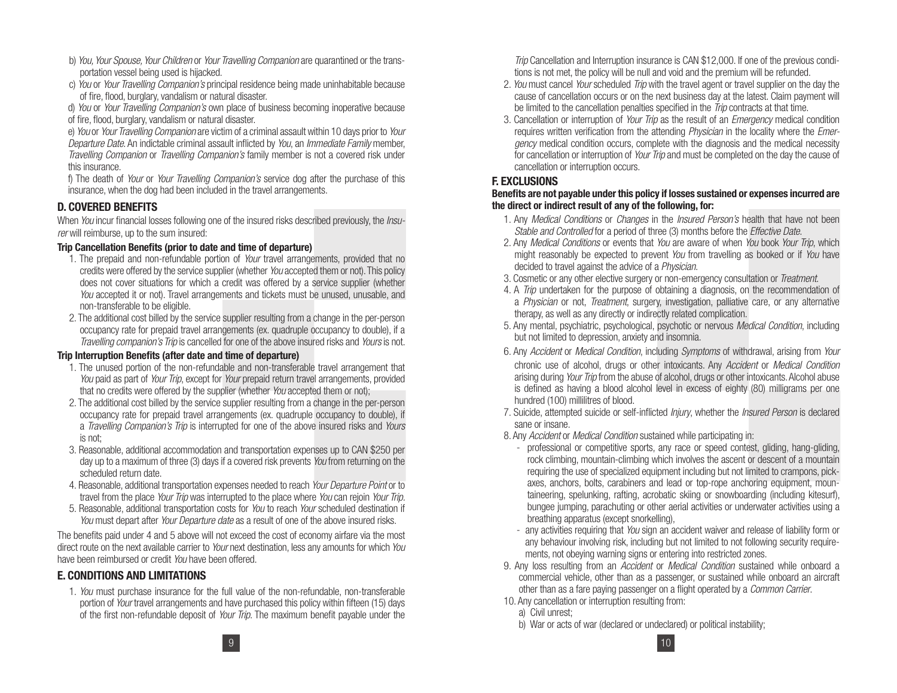b) *You, Your Spouse, Your Children* or *Your Travelling Companion* are quarantined or the transportation vessel being used is hijacked.

c) *You* or *Your Travelling Companion's* principal residence being made uninhabitable because of fire, flood, burglary, vandalism or natural disaster.

d) *You* or *Your Travelling Companion's* own place of business becoming inoperative because of fire, flood, burglary, vandalism or natural disaster.

e) *You* or *Your Travelling Companion* are victim of a criminal assault within 10 days prior to *Your Departure Date*. An indictable criminal assault inflicted by *You*, an *Immediate Family* member, *Travelling Companion* or *Travelling Companion's* family member is not a covered risk under this insurance.

f) The death of *Your* or *Your Travelling Companion's* service dog after the purchase of this insurance, when the dog had been included in the travel arrangements.

## D. COVERED BENEFITS

When *You* incur financial losses following one of the insured risks described previously, the *Insurer* will reimburse, up to the sum insured:

### Trip Cancellation Benefits (prior to date and time of departure)

1. The prepaid and non-refundable portion of *Your* travel arrangements, provided that no credits were offered by the service supplier (whether *You* accepted them or not). This policy does not cover situations for which a credit was offered by a service supplier (whether *You* accepted it or not). Travel arrangements and tickets must be unused, unusable, and non-transferable to be eligible.
2. The additional cost billed by the service supplier resulting from a change in the per-person occupancy rate for prepaid travel arrangements (ex. quadruple occupancy to double), if a *Travelling companion's Trip* is cancelled for one of the above insured risks and *Yours* is not.

### Trip Interruption Benefits (after date and time of departure)

1. The unused portion of the non-refundable and non-transferable travel arrangement that *You* paid as part of *Your Trip*, except for *Your* prepaid return travel arrangements, provided that no credits were offered by the supplier (whether *You* accepted them or not);
2. The additional cost billed by the service supplier resulting from a change in the per-person occupancy rate for prepaid travel arrangements (ex. quadruple occupancy to double), if a *Travelling Companion's Trip* is interrupted for one of the above insured risks and *Yours* is not;
3. Reasonable, additional accommodation and transportation expenses up to CAN $250 per day up to a maximum of three (3) days if a covered risk prevents *You* from returning on the scheduled return date.
4. Reasonable, additional transportation expenses needed to reach *Your Departure Point* or to travel from the place *Your Trip* was interrupted to the place where *You* can rejoin *Your Trip.*
5. Reasonable, additional transportation costs for *You* to reach *Your* scheduled destination if *You* must depart after *Your Departure date* as a result of one of the above insured risks.

The benefits paid under 4 and 5 above will not exceed the cost of economy airfare via the most direct route on the next available carrier to *Your* next destination, less any amounts for which *You* have been reimbursed or credit *You* have been offered.

## E. CONDITIONS AND LIMITATIONS

1. *You* must purchase insurance for the full value of the non-refundable, non-transferable portion of *Your* travel arrangements and have purchased this policy within fifteen (15) days of the first non-refundable deposit of *Your Trip*. The maximum benefit payable under the *Trip* Cancellation and Interruption insurance is CAN $12,000. If one of the previous conditions is not met, the policy will be null and void and the premium will be refunded.
2. *You* must cancel *Your* scheduled *Trip* with the travel agent or travel supplier on the day the cause of cancellation occurs or on the next business day at the latest. Claim payment will be limited to the cancellation penalties specified in the *Trip* contracts at that time.
3. Cancellation or interruption of *Your Trip* as the result of an *Emergency* medical condition requires written verification from the attending *Physician* in the locality where the *Emergency* medical condition occurs, complete with the diagnosis and the medical necessity for cancellation or interruption of *Your Trip* and must be completed on the day the cause of cancellation or interruption occurs.

## F. EXCLUSIONS

**Benefits are not payable under this policy if losses sustained or expenses incurred are the direct or indirect result of any of the following, for:**

1. Any *Medical Conditions* or *Changes* in the *Insured Person's* health that have not been *Stable and Controlled* for a period of three (3) months before the *Effective Date*.
2. Any *Medical Conditions* or events that *You* are aware of when *You* book *Your Trip*, which might reasonably be expected to prevent *You* from travelling as booked or if *You* have decided to travel against the advice of a *Physician.*
3. Cosmetic or any other elective surgery or non-emergency consultation or *Treatment*.
4. A *Trip* undertaken for the purpose of obtaining a diagnosis, on the recommendation of a *Physician* or not, *Treatment*, surgery, investigation, palliative care, or any alternative therapy, as well as any directly or indirectly related complication.
5. Any mental, psychiatric, psychological, psychotic or nervous *Medical Condition*, including but not limited to depression, anxiety and insomnia.
6. Any *Accident* or *Medical Condition*, including *Symptoms* of withdrawal, arising from *Your* chronic use of alcohol, drugs or other intoxicants. Any *Accident* or *Medical Condition* arising during *Your Trip* from the abuse of alcohol, drugs or other intoxicants. Alcohol abuse is defined as having a blood alcohol level in excess of eighty (80) milligrams per one hundred (100) millilitres of blood.
7. Suicide, attempted suicide or self-inflicted *Injury*, whether the *Insured Person* is declared sane or insane.
8. Any *Accident* or *Medical Condition* sustained while participating in:
   - professional or competitive sports, any race or speed contest, gliding, hang-gliding, rock climbing, mountain-climbing which involves the ascent or descent of a mountain requiring the use of specialized equipment including but not limited to crampons, pick-axes, anchors, bolts, carabiners and lead or top-rope anchoring equipment, mountaineering, spelunking, rafting, acrobatic skiing or snowboarding (including kitesurf), bungee jumping, parachuting or other aerial activities or underwater activities using a breathing apparatus (except snorkelling),
   - any activities requiring that *You* sign an accident waiver and release of liability form or any behaviour involving risk, including but not limited to not following security requirements, not obeying warning signs or entering into restricted zones.
9. Any loss resulting from an *Accident* or *Medical Condition* sustained while onboard a commercial vehicle, other than as a passenger, or sustained while onboard an aircraft other than as a fare paying passenger on a flight operated by a *Common Carrier*.
10. Any cancellation or interruption resulting from:
    a) Civil unrest;
    b) War or acts of war (declared or undeclared) or political instability;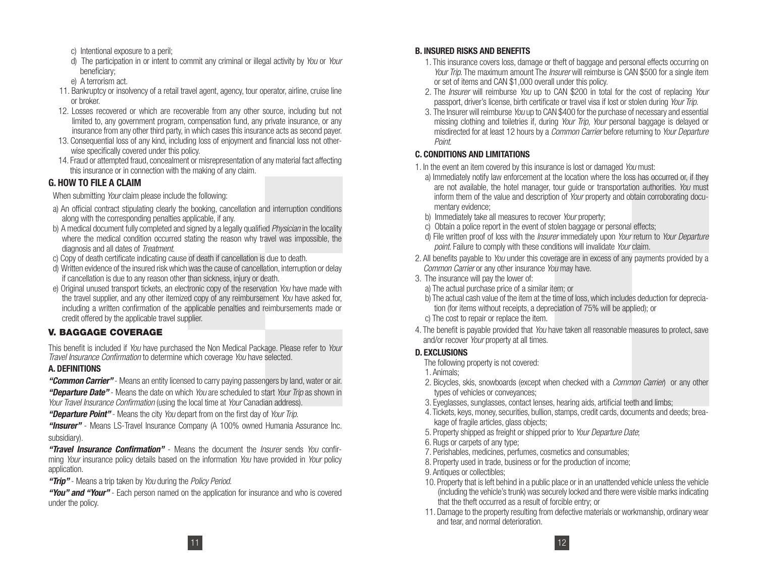c) Intentional exposure to a peril;

d) The participation in or intent to commit any criminal or illegal activity by *You* or *Your* beneficiary;

e) A terrorism act.

11. Bankruptcy or insolvency of a retail travel agent, agency, tour operator, airline, cruise line or broker.
12. Losses recovered or which are recoverable from any other source, including but not limited to, any government program, compensation fund, any private insurance, or any insurance from any other third party, in which cases this insurance acts as second payer.
13. Consequential loss of any kind, including loss of enjoyment and financial loss not otherwise specifically covered under this policy.
14. Fraud or attempted fraud, concealment or misrepresentation of any material fact affecting this insurance or in connection with the making of any claim.

### G. HOW TO FILE A CLAIM

When submitting *Your* claim please include the following:

a) An official contract stipulating clearly the booking, cancellation and interruption conditions along with the corresponding penalties applicable, if any.

b) A medical document fully completed and signed by a legally qualified *Physician* in the locality where the medical condition occurred stating the reason why travel was impossible, the diagnosis and all dates of *Treatment*.

c) Copy of death certificate indicating cause of death if cancellation is due to death.

d) Written evidence of the insured risk which was the cause of cancellation, interruption or delay if cancellation is due to any reason other than sickness, injury or death.

e) Original unused transport tickets, an electronic copy of the reservation *You* have made with the travel supplier, and any other itemized copy of any reimbursement *You* have asked for, including a written confirmation of the applicable penalties and reimbursements made or credit offered by the applicable travel supplier.

## V. BAGGAGE COVERAGE

This benefit is included if *You* have purchased the Non Medical Package. Please refer to *Your Travel Insurance Confirmation* to determine which coverage *You* have selected.

### A. DEFINITIONS

***"Common Carrier"*** - Means an entity licensed to carry paying passengers by land, water or air.

***"Departure Date"*** - Means the date on which *You* are scheduled to start *Your Trip* as shown in *Your Travel Insurance Confirmation* (using the local time at *Your* Canadian address).

***"Departure Point"*** - Means the city *You* depart from on the first day of *Your Trip*.

***"Insurer"*** - Means LS-Travel Insurance Company (A 100% owned Humania Assurance Inc. subsidiary).

***"Travel Insurance Confirmation"*** - Means the document the *Insurer* sends *You* confirming *Your* insurance policy details based on the information *You* have provided in *Your* policy application.

***"Trip"*** - Means a trip taken by *You* during the *Policy Period*.

***"You" and "Your"*** - Each person named on the application for insurance and who is covered under the policy.

### B. INSURED RISKS AND BENEFITS

1. This insurance covers loss, damage or theft of baggage and personal effects occurring on *Your Trip*. The maximum amount The *Insurer* will reimburse is CAN $500 for a single item or set of items and CAN $1,000 overall under this policy.
2. The *Insurer* will reimburse *You* up to CAN $200 in total for the cost of replacing *Your* passport, driver's license, birth certificate or travel visa if lost or stolen during *Your Trip*.
3. The Insurer will reimburse *You* up to CAN $400 for the purchase of necessary and essential missing clothing and toiletries if, during *Your Trip*, *Your* personal baggage is delayed or misdirected for at least 12 hours by a *Common Carrier* before returning to *Your Departure Point*.

### C. CONDITIONS AND LIMITATIONS

1. In the event an item covered by this insurance is lost or damaged *You* must:

   a) Immediately notify law enforcement at the location where the loss has occurred or, if they are not available, the hotel manager, tour guide or transportation authorities. *You* must inform them of the value and description of *Your* property and obtain corroborating documentary evidence;

   b) Immediately take all measures to recover *Your* property;

   c) Obtain a police report in the event of stolen baggage or personal effects;

   d) File written proof of loss with the *Insurer* immediately upon *Your* return to *Your Departure point*. Failure to comply with these conditions will invalidate *Your* claim.

2. All benefits payable to *You* under this coverage are in excess of any payments provided by a *Common Carrier* or any other insurance *You* may have.
3. The insurance will pay the lower of:

   a) The actual purchase price of a similar item; or

   b) The actual cash value of the item at the time of loss, which includes deduction for depreciation (for items without receipts, a depreciation of 75% will be applied); or

   c) The cost to repair or replace the item.

4. The benefit is payable provided that *You* have taken all reasonable measures to protect, save and/or recover *Your* property at all times.

### D. EXCLUSIONS

The following property is not covered:

1. Animals;
2. Bicycles, skis, snowboards (except when checked with a *Common Carrier*) or any other types of vehicles or conveyances;
3. Eyeglasses, sunglasses, contact lenses, hearing aids, artificial teeth and limbs;
4. Tickets, keys, money, securities, bullion, stamps, credit cards, documents and deeds; breakage of fragile articles, glass objects;
5. Property shipped as freight or shipped prior to *Your Departure Date*;
6. Rugs or carpets of any type;
7. Perishables, medicines, perfumes, cosmetics and consumables;
8. Property used in trade, business or for the production of income;
9. Antiques or collectibles;
10. Property that is left behind in a public place or in an unattended vehicle unless the vehicle (including the vehicle's trunk) was securely locked and there were visible marks indicating that the theft occurred as a result of forcible entry; or
11. Damage to the property resulting from defective materials or workmanship, ordinary wear and tear, and normal deterioration.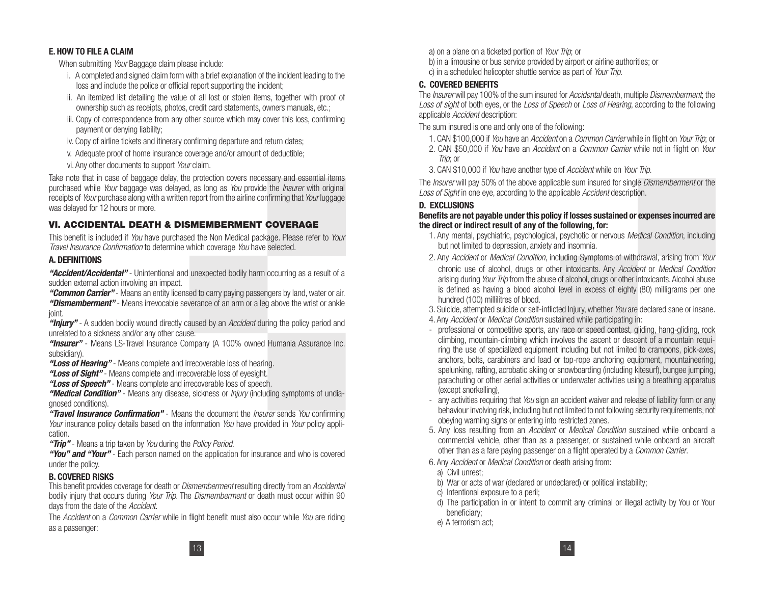### E. HOW TO FILE A CLAIM

When submitting *Your* Baggage claim please include:

- i. A completed and signed claim form with a brief explanation of the incident leading to the loss and include the police or official report supporting the incident;
- ii. An itemized list detailing the value of all lost or stolen items, together with proof of ownership such as receipts, photos, credit card statements, owners manuals, etc.;
- iii. Copy of correspondence from any other source which may cover this loss, confirming payment or denying liability;
- iv. Copy of airline tickets and itinerary confirming departure and return dates;
- v. Adequate proof of home insurance coverage and/or amount of deductible;
- vi. Any other documents to support *Your* claim.

Take note that in case of baggage delay, the protection covers necessary and essential items purchased while *Your* baggage was delayed, as long as *You* provide the *Insurer* with original receipts of *Your* purchase along with a written report from the airline confirming that *Your* luggage was delayed for 12 hours or more.

## VI. ACCIDENTAL DEATH & DISMEMBERMENT COVERAGE

This benefit is included if *You* have purchased the Non Medical package. Please refer to *Your Travel Insurance Confirmation* to determine which coverage *You* have selected.

### A. DEFINITIONS

***"Accident/Accidental"*** - Unintentional and unexpected bodily harm occurring as a result of a sudden external action involving an impact.

***"Common Carrier"*** - Means an entity licensed to carry paying passengers by land, water or air.

***"Dismemberment"*** - Means irrevocable severance of an arm or a leg above the wrist or ankle joint.

***"Injury"*** - A sudden bodily wound directly caused by an *Accident* during the policy period and unrelated to a sickness and/or any other cause.

***"Insurer"*** - Means LS-Travel Insurance Company (A 100% owned Humania Assurance Inc. subsidiary).

***"Loss of Hearing"*** - Means complete and irrecoverable loss of hearing.

***"Loss of Sight"*** - Means complete and irrecoverable loss of eyesight.

***"Loss of Speech"*** - Means complete and irrecoverable loss of speech.

***"Medical Condition"*** - Means any disease, sickness or *Injury* (including symptoms of undiagnosed conditions).

***"Travel Insurance Confirmation"*** - Means the document the *Insurer* sends *You* confirming *Your* insurance policy details based on the information *You* have provided in *Your* policy application.

***"Trip"*** - Means a trip taken by *You* during the *Policy Period*.

***"You" and "Your"*** - Each person named on the application for insurance and who is covered under the policy.

### B. COVERED RISKS

This benefit provides coverage for death or *Dismemberment* resulting directly from an *Accidental* bodily injury that occurs during *Your Trip*. The *Dismemberment* or death must occur within 90 days from the date of the *Accident*.

The *Accident* on a *Common Carrier* while in flight benefit must also occur while *You* are riding as a passenger:

a) on a plane on a ticketed portion of *Your Trip*; or
b) in a limousine or bus service provided by airport or airline authorities; or
c) in a scheduled helicopter shuttle service as part of *Your Trip*.

### C. COVERED BENEFITS

The *Insurer* will pay 100% of the sum insured for *Accidental* death, multiple *Dismemberment*; the *Loss of sight* of both eyes, or the *Loss of Speech* or *Loss of Hearing*, according to the following applicable *Accident* description:

The sum insured is one and only one of the following:

1. CAN $100,000 if *You* have an *Accident* on a *Common Carrier* while in flight on *Your Trip*; or
2. CAN $50,000 if *You* have an *Accident* on a *Common Carrier* while not in flight on *Your Trip*; or
3. CAN $10,000 if *You* have another type of *Accident* while on *Your Trip*.

The *Insurer* will pay 50% of the above applicable sum insured for single *Dismemberment* or the *Loss of Sight* in one eye, according to the applicable *Accident* description.

### D. EXCLUSIONS

**Benefits are not payable under this policy if losses sustained or expenses incurred are the direct or indirect result of any of the following, for:**

1. Any mental, psychiatric, psychological, psychotic or nervous *Medical Condition*, including but not limited to depression, anxiety and insomnia.
2. Any *Accident* or *Medical Condition*, including Symptoms of withdrawal, arising from *Your* chronic use of alcohol, drugs or other intoxicants. Any *Accident* or *Medical Condition* arising during *Your Trip* from the abuse of alcohol, drugs or other intoxicants. Alcohol abuse is defined as having a blood alcohol level in excess of eighty (80) milligrams per one hundred (100) millilitres of blood.
3. Suicide, attempted suicide or self-inflicted Injury, whether *You* are declared sane or insane.
4. Any *Accident* or *Medical Condition* sustained while participating in:
   - professional or competitive sports, any race or speed contest, gliding, hang-gliding, rock climbing, mountain-climbing which involves the ascent or descent of a mountain requiring the use of specialized equipment including but not limited to crampons, pick-axes, anchors, bolts, carabiners and lead or top-rope anchoring equipment, mountaineering, spelunking, rafting, acrobatic skiing or snowboarding (including kitesurf), bungee jumping, parachuting or other aerial activities or underwater activities using a breathing apparatus (except snorkelling),
   - any activities requiring that *You* sign an accident waiver and release of liability form or any behaviour involving risk, including but not limited to not following security requirements, not obeying warning signs or entering into restricted zones.
5. Any loss resulting from an *Accident* or *Medical Condition* sustained while onboard a commercial vehicle, other than as a passenger, or sustained while onboard an aircraft other than as a fare paying passenger on a flight operated by a *Common Carrier*.
6. Any *Accident* or *Medical Condition* or death arising from:
   a) Civil unrest;
   b) War or acts of war (declared or undeclared) or political instability;
   c) Intentional exposure to a peril;
   d) The participation in or intent to commit any criminal or illegal activity by You or Your beneficiary;
   e) A terrorism act;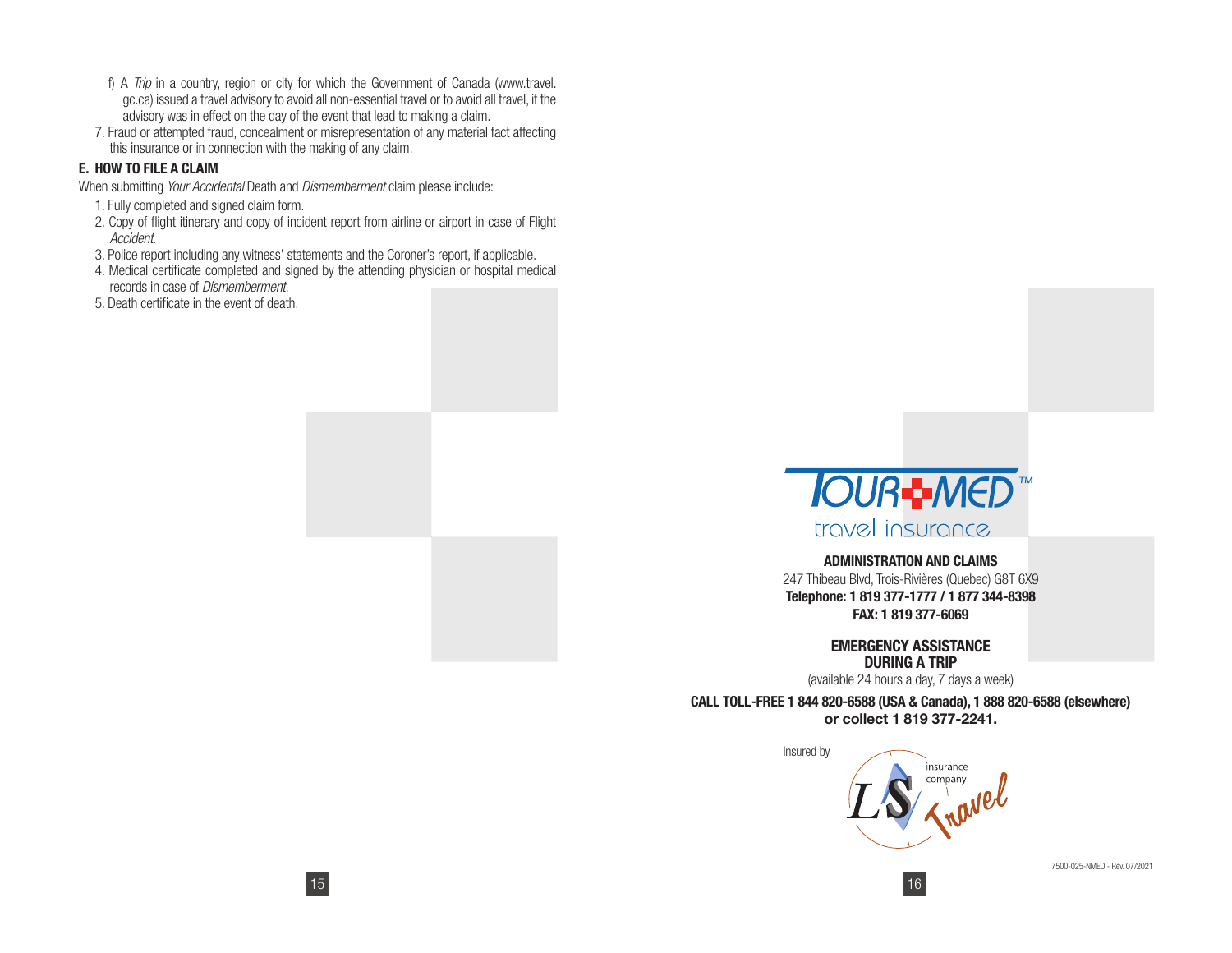f) A *Trip* in a country, region or city for which the Government of Canada (www.travel.gc.ca) issued a travel advisory to avoid all non-essential travel or to avoid all travel, if the advisory was in effect on the day of the event that lead to making a claim.

7. Fraud or attempted fraud, concealment or misrepresentation of any material fact affecting this insurance or in connection with the making of any claim.

### E. HOW TO FILE A CLAIM

When submitting *Your Accidental* Death and *Dismemberment* claim please include:

1. Fully completed and signed claim form.
2. Copy of flight itinerary and copy of incident report from airline or airport in case of Flight *Accident*.
3. Police report including any witness' statements and the Coroner's report, if applicable.
4. Medical certificate completed and signed by the attending physician or hospital medical records in case of *Dismemberment*.
5. Death certificate in the event of death.

TOUR+MED™
travel insurance

**ADMINISTRATION AND CLAIMS**
247 Thibeau Blvd, Trois-Rivières (Quebec) G8T 6X9
**Telephone: 1 819 377-1777 / 1 877 344-8398**
**FAX: 1 819 377-6069**

**EMERGENCY ASSISTANCE DURING A TRIP**
(available 24 hours a day, 7 days a week)

**CALL TOLL-FREE 1 844 820-6588 (USA & Canada), 1 888 820-6588 (elsewhere) or collect 1 819 377-2241.**

Insured by
LS Travel insurance company

7500-025-NMED - Rév. 07/2021